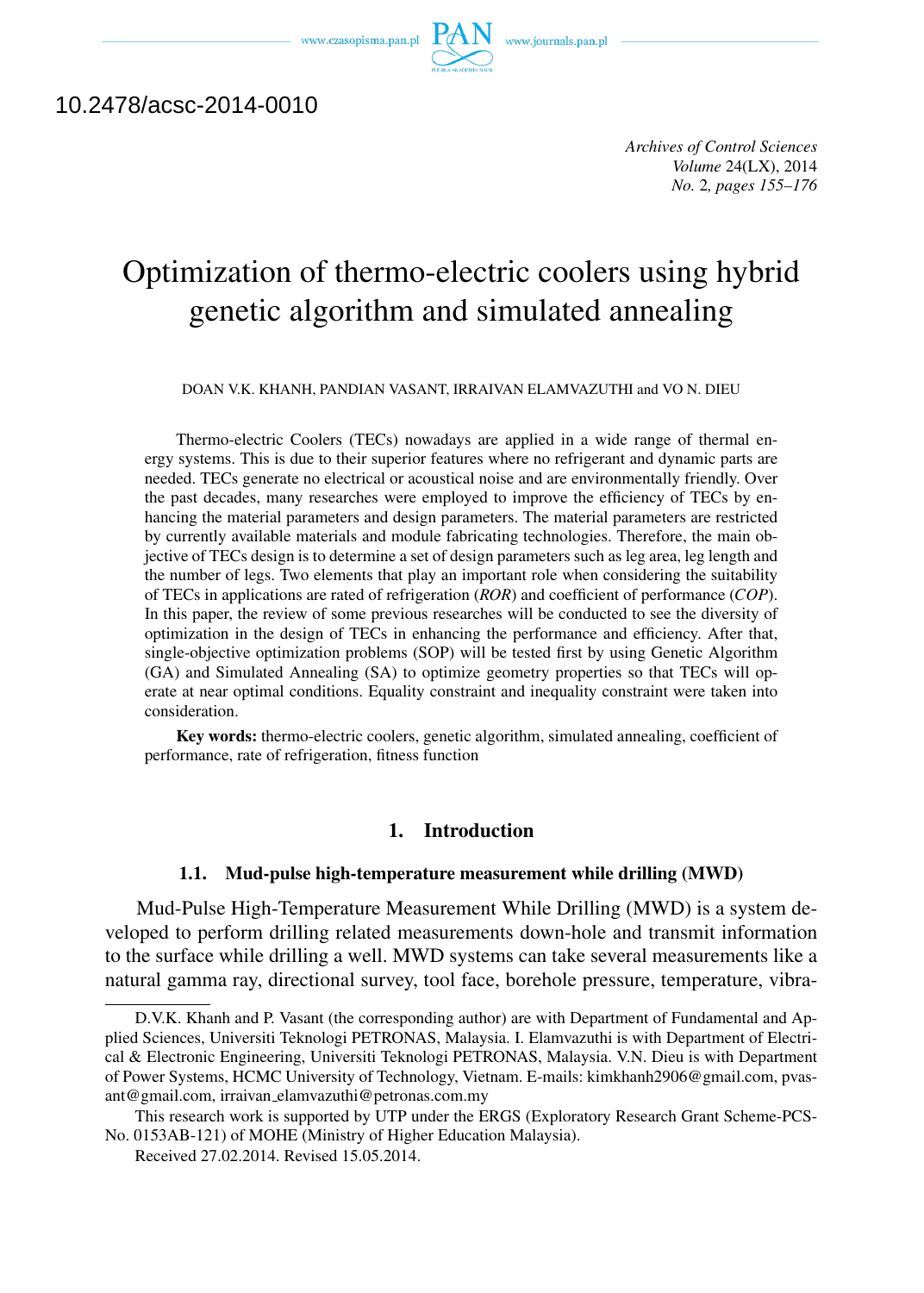10.2478/acsc-2014-0010

# Optimization of thermo-electric coolers using hybrid genetic algorithm and simulated annealing

DOAN V.K. KHANH, PANDIAN VASANT, IRRAIVAN ELAMVAZUTHI and VO N. DIEU

Thermo-electric Coolers (TECs) nowadays are applied in a wide range of thermal energy systems. This is due to their superior features where no refrigerant and dynamic parts are needed. TECs generate no electrical or acoustical noise and are environmentally friendly. Over the past decades, many researches were employed to improve the efficiency of TECs by enhancing the material parameters and design parameters. The material parameters are restricted by currently available materials and module fabricating technologies. Therefore, the main objective of TECs design is to determine a set of design parameters such as leg area, leg length and the number of legs. Two elements that play an important role when considering the suitability of TECs in applications are rated of refrigeration (*ROR*) and coefficient of performance (*COP*). In this paper, the review of some previous researches will be conducted to see the diversity of optimization in the design of TECs in enhancing the performance and efficiency. After that, single-objective optimization problems (SOP) will be tested first by using Genetic Algorithm (GA) and Simulated Annealing (SA) to optimize geometry properties so that TECs will operate at near optimal conditions. Equality constraint and inequality constraint were taken into consideration.

**Key words:** thermo-electric coolers, genetic algorithm, simulated annealing, coefficient of performance, rate of refrigeration, fitness function

## 1. Introduction

### 1.1. Mud-pulse high-temperature measurement while drilling (MWD)

Mud-Pulse High-Temperature Measurement While Drilling (MWD) is a system developed to perform drilling related measurements down-hole and transmit information to the surface while drilling a well. MWD systems can take several measurements like a natural gamma ray, directional survey, tool face, borehole pressure, temperature, vibra-

---

D.V.K. Khanh and P. Vasant (the corresponding author) are with Department of Fundamental and Applied Sciences, Universiti Teknologi PETRONAS, Malaysia. I. Elamvazuthi is with Department of Electrical & Electronic Engineering, Universiti Teknologi PETRONAS, Malaysia. V.N. Dieu is with Department of Power Systems, HCMC University of Technology, Vietnam. E-mails: kimkhanh2906@gmail.com, pvasant@gmail.com, irraivan_elamvazuthi@petronas.com.my

This research work is supported by UTP under the ERGS (Exploratory Research Grant Scheme-PCS-No. 0153AB-121) of MOHE (Ministry of Higher Education Malaysia).

Received 27.02.2014. Revised 15.05.2014.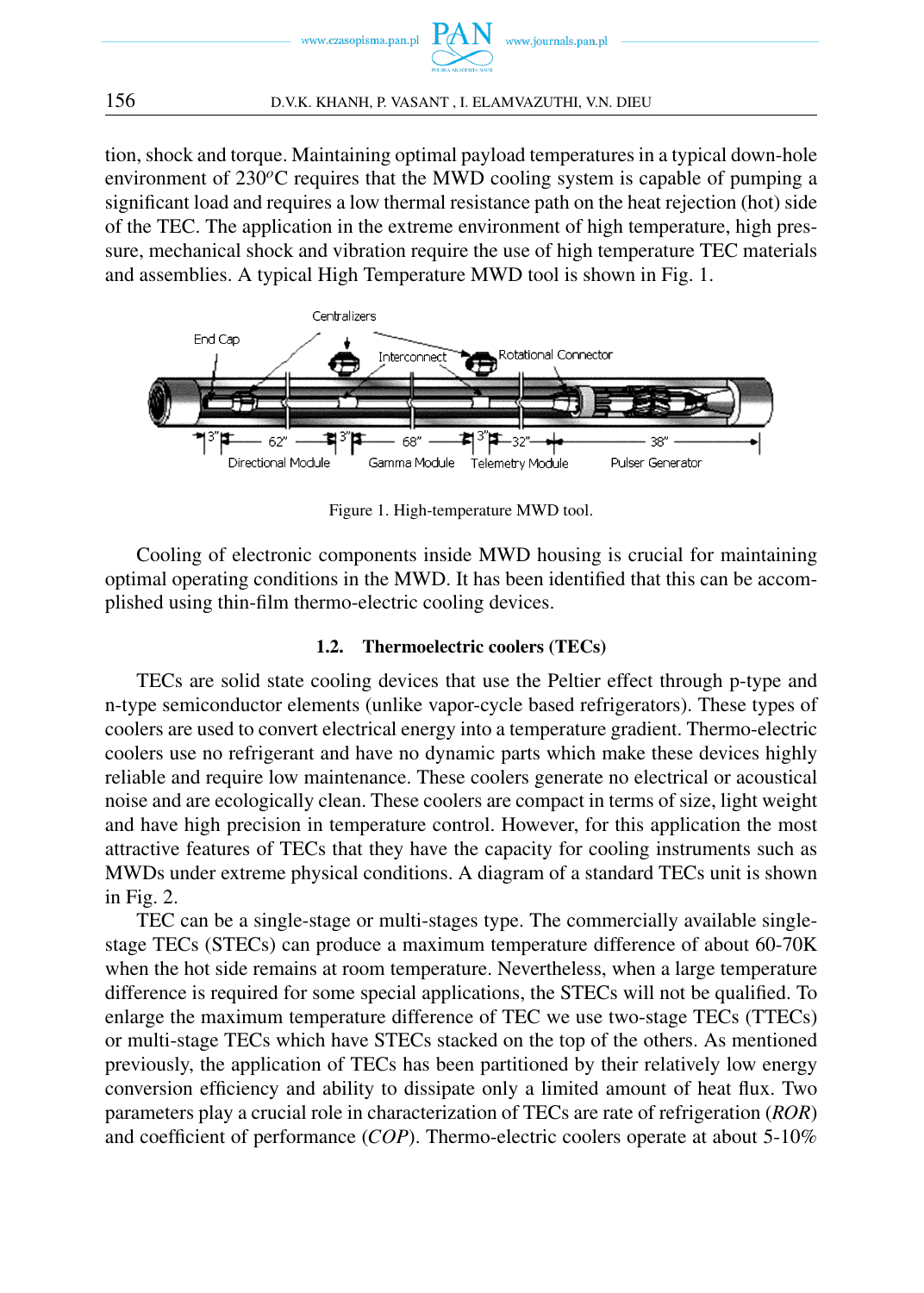tion, shock and torque. Maintaining optimal payload temperatures in a typical down-hole environment of 230$^o$C requires that the MWD cooling system is capable of pumping a significant load and requires a low thermal resistance path on the heat rejection (hot) side of the TEC. The application in the extreme environment of high temperature, high pressure, mechanical shock and vibration require the use of high temperature TEC materials and assemblies. A typical High Temperature MWD tool is shown in Fig. 1.

Figure 1. High-temperature MWD tool.

Cooling of electronic components inside MWD housing is crucial for maintaining optimal operating conditions in the MWD. It has been identified that this can be accomplished using thin-film thermo-electric cooling devices.

### 1.2. Thermoelectric coolers (TECs)

TECs are solid state cooling devices that use the Peltier effect through p-type and n-type semiconductor elements (unlike vapor-cycle based refrigerators). These types of coolers are used to convert electrical energy into a temperature gradient. Thermo-electric coolers use no refrigerant and have no dynamic parts which make these devices highly reliable and require low maintenance. These coolers generate no electrical or acoustical noise and are ecologically clean. These coolers are compact in terms of size, light weight and have high precision in temperature control. However, for this application the most attractive features of TECs that they have the capacity for cooling instruments such as MWDs under extreme physical conditions. A diagram of a standard TECs unit is shown in Fig. 2.

TEC can be a single-stage or multi-stages type. The commercially available single-stage TECs (STECs) can produce a maximum temperature difference of about 60-70K when the hot side remains at room temperature. Nevertheless, when a large temperature difference is required for some special applications, the STECs will not be qualified. To enlarge the maximum temperature difference of TEC we use two-stage TECs (TTECs) or multi-stage TECs which have STECs stacked on the top of the others. As mentioned previously, the application of TECs has been partitioned by their relatively low energy conversion efficiency and ability to dissipate only a limited amount of heat flux. Two parameters play a crucial role in characterization of TECs are rate of refrigeration (*ROR*) and coefficient of performance (*COP*). Thermo-electric coolers operate at about 5-10%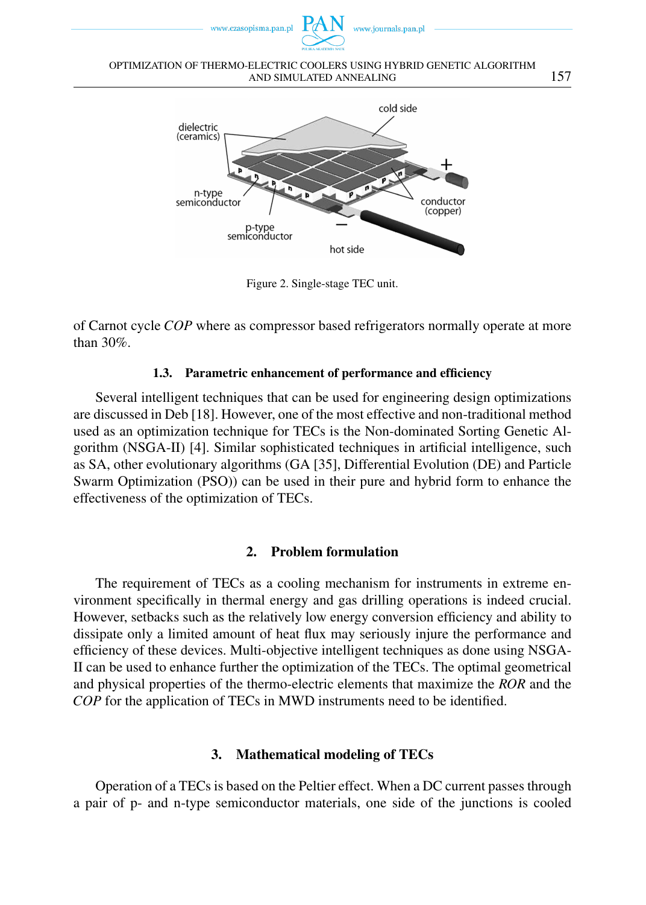Figure 2. Single-stage TEC unit.

of Carnot cycle *COP* where as compressor based refrigerators normally operate at more than 30%.

### 1.3. Parametric enhancement of performance and efficiency

Several intelligent techniques that can be used for engineering design optimizations are discussed in Deb [18]. However, one of the most effective and non-traditional method used as an optimization technique for TECs is the Non-dominated Sorting Genetic Algorithm (NSGA-II) [4]. Similar sophisticated techniques in artificial intelligence, such as SA, other evolutionary algorithms (GA [35], Differential Evolution (DE) and Particle Swarm Optimization (PSO)) can be used in their pure and hybrid form to enhance the effectiveness of the optimization of TECs.

## 2. Problem formulation

The requirement of TECs as a cooling mechanism for instruments in extreme environment specifically in thermal energy and gas drilling operations is indeed crucial. However, setbacks such as the relatively low energy conversion efficiency and ability to dissipate only a limited amount of heat flux may seriously injure the performance and efficiency of these devices. Multi-objective intelligent techniques as done using NSGA-II can be used to enhance further the optimization of the TECs. The optimal geometrical and physical properties of the thermo-electric elements that maximize the *ROR* and the *COP* for the application of TECs in MWD instruments need to be identified.

## 3. Mathematical modeling of TECs

Operation of a TECs is based on the Peltier effect. When a DC current passes through a pair of p- and n-type semiconductor materials, one side of the junctions is cooled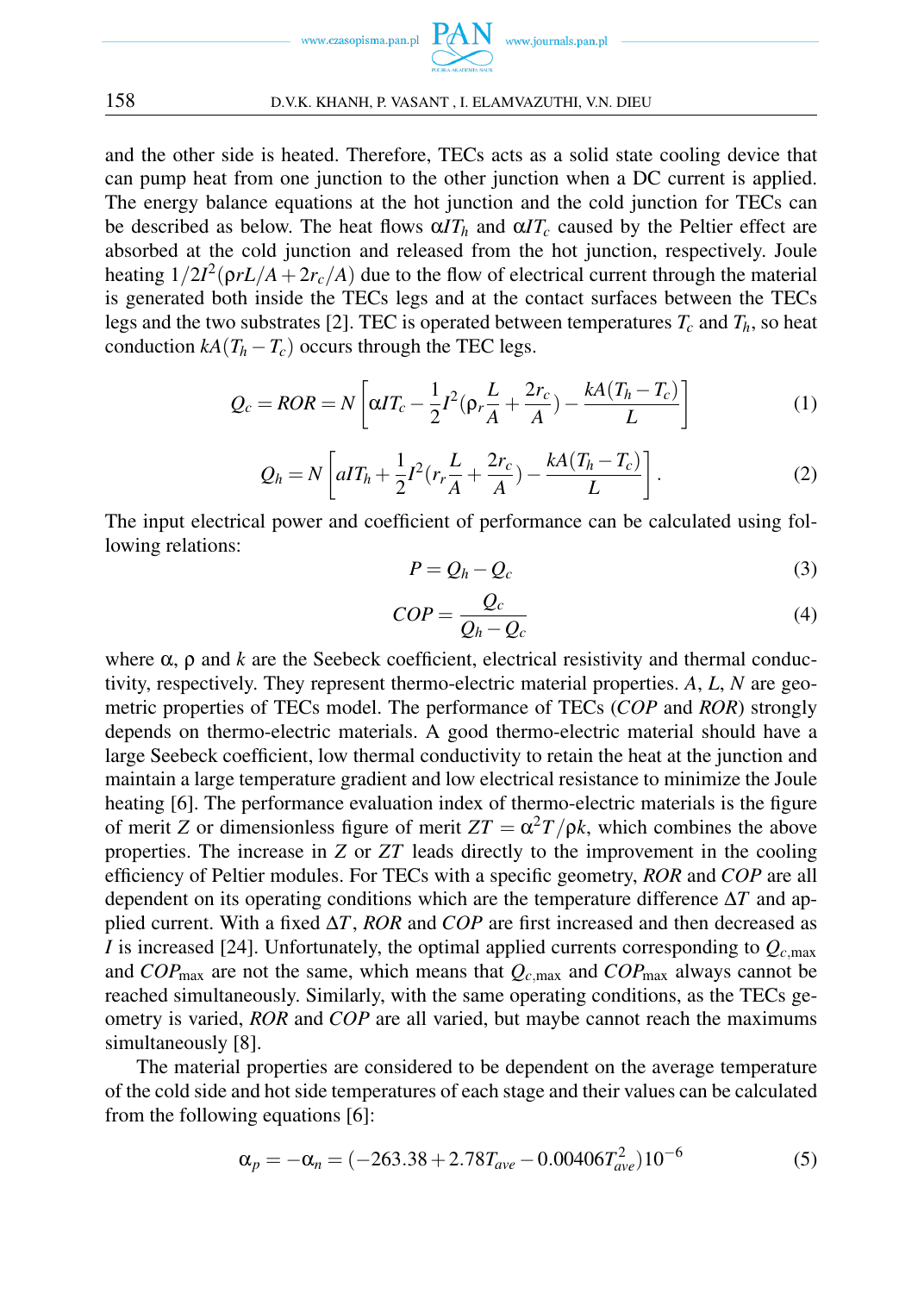and the other side is heated. Therefore, TECs acts as a solid state cooling device that can pump heat from one junction to the other junction when a DC current is applied. The energy balance equations at the hot junction and the cold junction for TECs can be described as below. The heat flows $\alpha I T_h$ and $\alpha I T_c$ caused by the Peltier effect are absorbed at the cold junction and released from the hot junction, respectively. Joule heating $1/2I^2(\rho r L/A + 2r_c/A)$ due to the flow of electrical current through the material is generated both inside the TECs legs and at the contact surfaces between the TECs legs and the two substrates [2]. TEC is operated between temperatures $T_c$ and $T_h$, so heat conduction $kA(T_h - T_c)$ occurs through the TEC legs.

$$Q_c = ROR = N\left[\alpha I T_c - \frac{1}{2}I^2(\rho_r \frac{L}{A} + \frac{2r_c}{A}) - \frac{kA(T_h - T_c)}{L}\right] \tag{1}$$

$$Q_h = N\left[aIT_h + \frac{1}{2}I^2(r_r \frac{L}{A} + \frac{2r_c}{A}) - \frac{kA(T_h - T_c)}{L}\right]. \tag{2}$$

The input electrical power and coefficient of performance can be calculated using following relations:

$$P = Q_h - Q_c \tag{3}$$

$$COP = \frac{Q_c}{Q_h - Q_c} \tag{4}$$

where $\alpha$, $\rho$ and $k$ are the Seebeck coefficient, electrical resistivity and thermal conductivity, respectively. They represent thermo-electric material properties. $A$, $L$, $N$ are geometric properties of TECs model. The performance of TECs (*COP* and *ROR*) strongly depends on thermo-electric materials. A good thermo-electric material should have a large Seebeck coefficient, low thermal conductivity to retain the heat at the junction and maintain a large temperature gradient and low electrical resistance to minimize the Joule heating [6]. The performance evaluation index of thermo-electric materials is the figure of merit $Z$ or dimensionless figure of merit $ZT = \alpha^2 T/\rho k$, which combines the above properties. The increase in $Z$ or $ZT$ leads directly to the improvement in the cooling efficiency of Peltier modules. For TECs with a specific geometry, *ROR* and *COP* are all dependent on its operating conditions which are the temperature difference $\Delta T$ and applied current. With a fixed $\Delta T$, *ROR* and *COP* are first increased and then decreased as $I$ is increased [24]. Unfortunately, the optimal applied currents corresponding to $Q_{c,\max}$ and $COP_{\max}$ are not the same, which means that $Q_{c,\max}$ and $COP_{\max}$ always cannot be reached simultaneously. Similarly, with the same operating conditions, as the TECs geometry is varied, *ROR* and *COP* are all varied, but maybe cannot reach the maximums simultaneously [8].

The material properties are considered to be dependent on the average temperature of the cold side and hot side temperatures of each stage and their values can be calculated from the following equations [6]:

$$\alpha_p = -\alpha_n = (-263.38 + 2.78T_{ave} - 0.00406T_{ave}^2)10^{-6} \tag{5}$$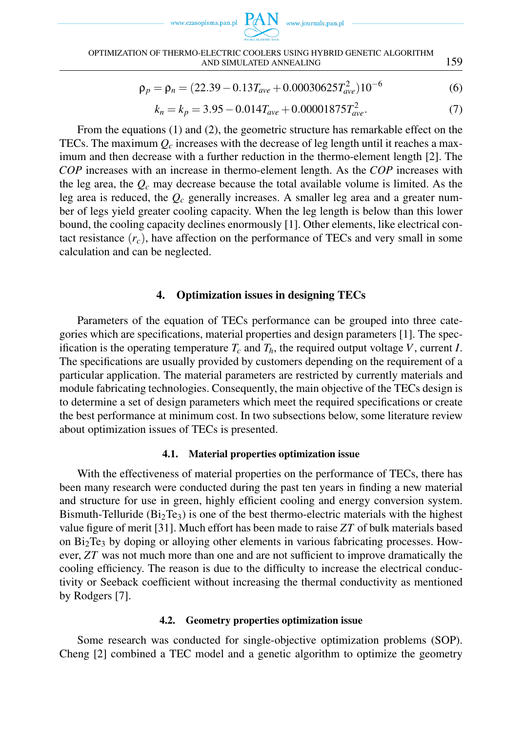$$\rho_p = \rho_n = (22.39 - 0.13T_{ave} + 0.00030625T_{ave}^2)10^{-6} \tag{6}$$

$$k_n = k_p = 3.95 - 0.014T_{ave} + 0.00001875T_{ave}^2. \tag{7}$$

From the equations (1) and (2), the geometric structure has remarkable effect on the TECs. The maximum $Q_c$ increases with the decrease of leg length until it reaches a maximum and then decrease with a further reduction in the thermo-element length [2]. The *COP* increases with an increase in thermo-element length. As the *COP* increases with the leg area, the $Q_c$ may decrease because the total available volume is limited. As the leg area is reduced, the $Q_c$ generally increases. A smaller leg area and a greater number of legs yield greater cooling capacity. When the leg length is below than this lower bound, the cooling capacity declines enormously [1]. Other elements, like electrical contact resistance $(r_c)$, have affection on the performance of TECs and very small in some calculation and can be neglected.

## 4. Optimization issues in designing TECs

Parameters of the equation of TECs performance can be grouped into three categories which are specifications, material properties and design parameters [1]. The specification is the operating temperature $T_c$ and $T_h$, the required output voltage $V$, current $I$. The specifications are usually provided by customers depending on the requirement of a particular application. The material parameters are restricted by currently materials and module fabricating technologies. Consequently, the main objective of the TECs design is to determine a set of design parameters which meet the required specifications or create the best performance at minimum cost. In two subsections below, some literature review about optimization issues of TECs is presented.

### 4.1. Material properties optimization issue

With the effectiveness of material properties on the performance of TECs, there has been many research were conducted during the past ten years in finding a new material and structure for use in green, highly efficient cooling and energy conversion system. Bismuth-Telluride ($Bi_2Te_3$) is one of the best thermo-electric materials with the highest value figure of merit [31]. Much effort has been made to raise $ZT$ of bulk materials based on $Bi_2Te_3$ by doping or alloying other elements in various fabricating processes. However, $ZT$ was not much more than one and are not sufficient to improve dramatically the cooling efficiency. The reason is due to the difficulty to increase the electrical conductivity or Seeback coefficient without increasing the thermal conductivity as mentioned by Rodgers [7].

### 4.2. Geometry properties optimization issue

Some research was conducted for single-objective optimization problems (SOP). Cheng [2] combined a TEC model and a genetic algorithm to optimize the geometry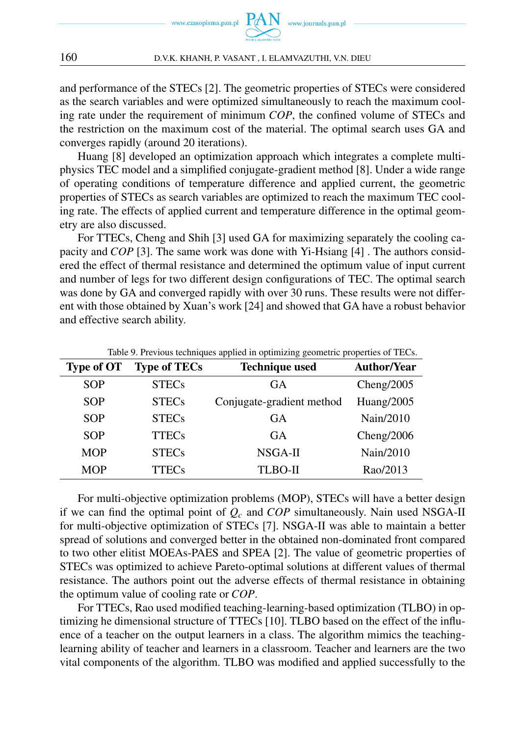and performance of the STECs [2]. The geometric properties of STECs were considered as the search variables and were optimized simultaneously to reach the maximum cooling rate under the requirement of minimum *COP*, the confined volume of STECs and the restriction on the maximum cost of the material. The optimal search uses GA and converges rapidly (around 20 iterations).

Huang [8] developed an optimization approach which integrates a complete multi-physics TEC model and a simplified conjugate-gradient method [8]. Under a wide range of operating conditions of temperature difference and applied current, the geometric properties of STECs as search variables are optimized to reach the maximum TEC cooling rate. The effects of applied current and temperature difference in the optimal geometry are also discussed.

For TTECs, Cheng and Shih [3] used GA for maximizing separately the cooling capacity and *COP* [3]. The same work was done with Yi-Hsiang [4] . The authors considered the effect of thermal resistance and determined the optimum value of input current and number of legs for two different design configurations of TEC. The optimal search was done by GA and converged rapidly with over 30 runs. These results were not different with those obtained by Xuan's work [24] and showed that GA have a robust behavior and effective search ability.

Table 9. Previous techniques applied in optimizing geometric properties of TECs.

| Type of OT | Type of TECs | Technique used | Author/Year |
|---|---|---|---|
| SOP | STECs | GA | Cheng/2005 |
| SOP | STECs | Conjugate-gradient method | Huang/2005 |
| SOP | STECs | GA | Nain/2010 |
| SOP | TTECs | GA | Cheng/2006 |
| MOP | STECs | NSGA-II | Nain/2010 |
| MOP | TTECs | TLBO-II | Rao/2013 |

For multi-objective optimization problems (MOP), STECs will have a better design if we can find the optimal point of $Q_c$ and *COP* simultaneously. Nain used NSGA-II for multi-objective optimization of STECs [7]. NSGA-II was able to maintain a better spread of solutions and converged better in the obtained non-dominated front compared to two other elitist MOEAs-PAES and SPEA [2]. The value of geometric properties of STECs was optimized to achieve Pareto-optimal solutions at different values of thermal resistance. The authors point out the adverse effects of thermal resistance in obtaining the optimum value of cooling rate or *COP*.

For TTECs, Rao used modified teaching-learning-based optimization (TLBO) in optimizing he dimensional structure of TTECs [10]. TLBO based on the effect of the influence of a teacher on the output learners in a class. The algorithm mimics the teaching-learning ability of teacher and learners in a classroom. Teacher and learners are the two vital components of the algorithm. TLBO was modified and applied successfully to the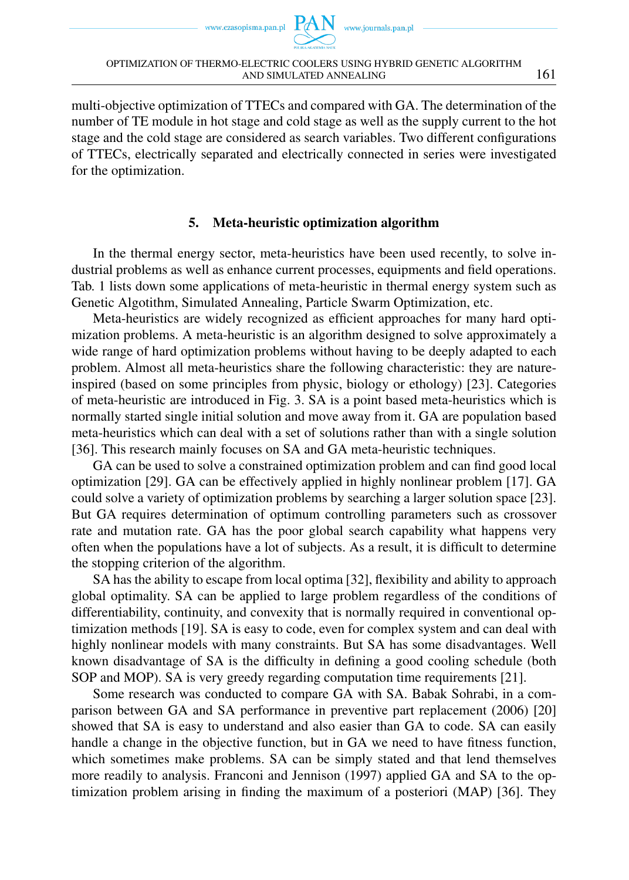multi-objective optimization of TTECs and compared with GA. The determination of the number of TE module in hot stage and cold stage as well as the supply current to the hot stage and the cold stage are considered as search variables. Two different configurations of TTECs, electrically separated and electrically connected in series were investigated for the optimization.

## 5. Meta-heuristic optimization algorithm

In the thermal energy sector, meta-heuristics have been used recently, to solve industrial problems as well as enhance current processes, equipments and field operations. Tab. 1 lists down some applications of meta-heuristic in thermal energy system such as Genetic Algotithm, Simulated Annealing, Particle Swarm Optimization, etc.

Meta-heuristics are widely recognized as efficient approaches for many hard optimization problems. A meta-heuristic is an algorithm designed to solve approximately a wide range of hard optimization problems without having to be deeply adapted to each problem. Almost all meta-heuristics share the following characteristic: they are nature-inspired (based on some principles from physic, biology or ethology) [23]. Categories of meta-heuristic are introduced in Fig. 3. SA is a point based meta-heuristics which is normally started single initial solution and move away from it. GA are population based meta-heuristics which can deal with a set of solutions rather than with a single solution [36]. This research mainly focuses on SA and GA meta-heuristic techniques.

GA can be used to solve a constrained optimization problem and can find good local optimization [29]. GA can be effectively applied in highly nonlinear problem [17]. GA could solve a variety of optimization problems by searching a larger solution space [23]. But GA requires determination of optimum controlling parameters such as crossover rate and mutation rate. GA has the poor global search capability what happens very often when the populations have a lot of subjects. As a result, it is difficult to determine the stopping criterion of the algorithm.

SA has the ability to escape from local optima [32], flexibility and ability to approach global optimality. SA can be applied to large problem regardless of the conditions of differentiability, continuity, and convexity that is normally required in conventional optimization methods [19]. SA is easy to code, even for complex system and can deal with highly nonlinear models with many constraints. But SA has some disadvantages. Well known disadvantage of SA is the difficulty in defining a good cooling schedule (both SOP and MOP). SA is very greedy regarding computation time requirements [21].

Some research was conducted to compare GA with SA. Babak Sohrabi, in a comparison between GA and SA performance in preventive part replacement (2006) [20] showed that SA is easy to understand and also easier than GA to code. SA can easily handle a change in the objective function, but in GA we need to have fitness function, which sometimes make problems. SA can be simply stated and that lend themselves more readily to analysis. Franconi and Jennison (1997) applied GA and SA to the optimization problem arising in finding the maximum of a posteriori (MAP) [36]. They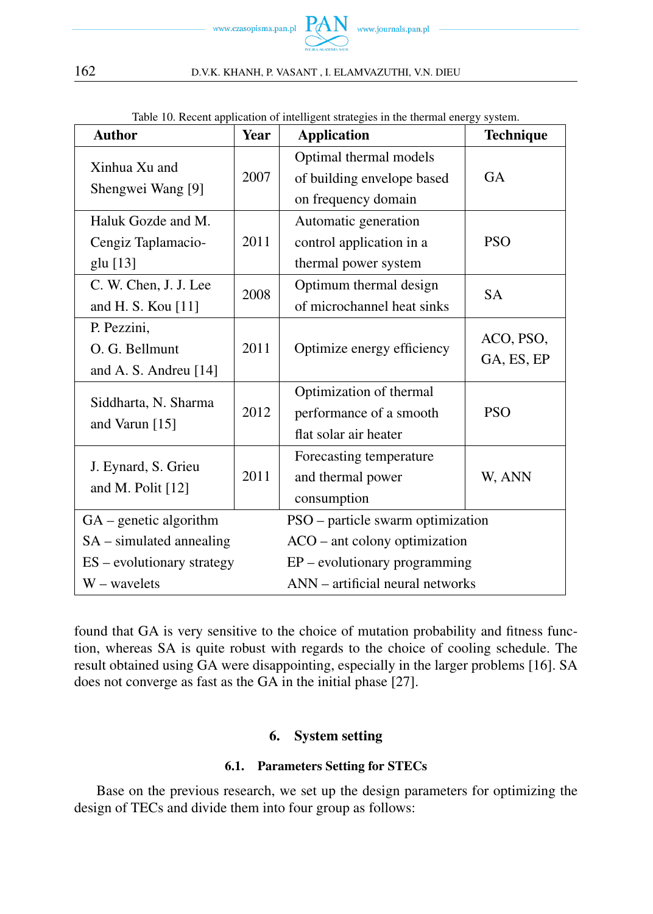Table 10. Recent application of intelligent strategies in the thermal energy system.

| Author | Year | Application | Technique |
|---|---|---|---|
| Xinhua Xu and Shengwei Wang [9] | 2007 | Optimal thermal models of building envelope based on frequency domain | GA |
| Haluk Gozde and M. Cengiz Taplamacioglu [13] | 2011 | Automatic generation control application in a thermal power system | PSO |
| C. W. Chen, J. J. Lee and H. S. Kou [11] | 2008 | Optimum thermal design of microchannel heat sinks | SA |
| P. Pezzini, O. G. Bellmunt and A. S. Andreu [14] | 2011 | Optimize energy efficiency | ACO, PSO, GA, ES, EP |
| Siddharta, N. Sharma and Varun [15] | 2012 | Optimization of thermal performance of a smooth flat solar air heater | PSO |
| J. Eynard, S. Grieu and M. Polit [12] | 2011 | Forecasting temperature and thermal power consumption | W, ANN |

GA – genetic algorithm; PSO – particle swarm optimization; SA – simulated annealing; ACO – ant colony optimization; ES – evolutionary strategy; EP – evolutionary programming; W – wavelets; ANN – artificial neural networks

found that GA is very sensitive to the choice of mutation probability and fitness function, whereas SA is quite robust with regards to the choice of cooling schedule. The result obtained using GA were disappointing, especially in the larger problems [16]. SA does not converge as fast as the GA in the initial phase [27].

# 6. System setting

## 6.1. Parameters Setting for STECs

Base on the previous research, we set up the design parameters for optimizing the design of TECs and divide them into four group as follows: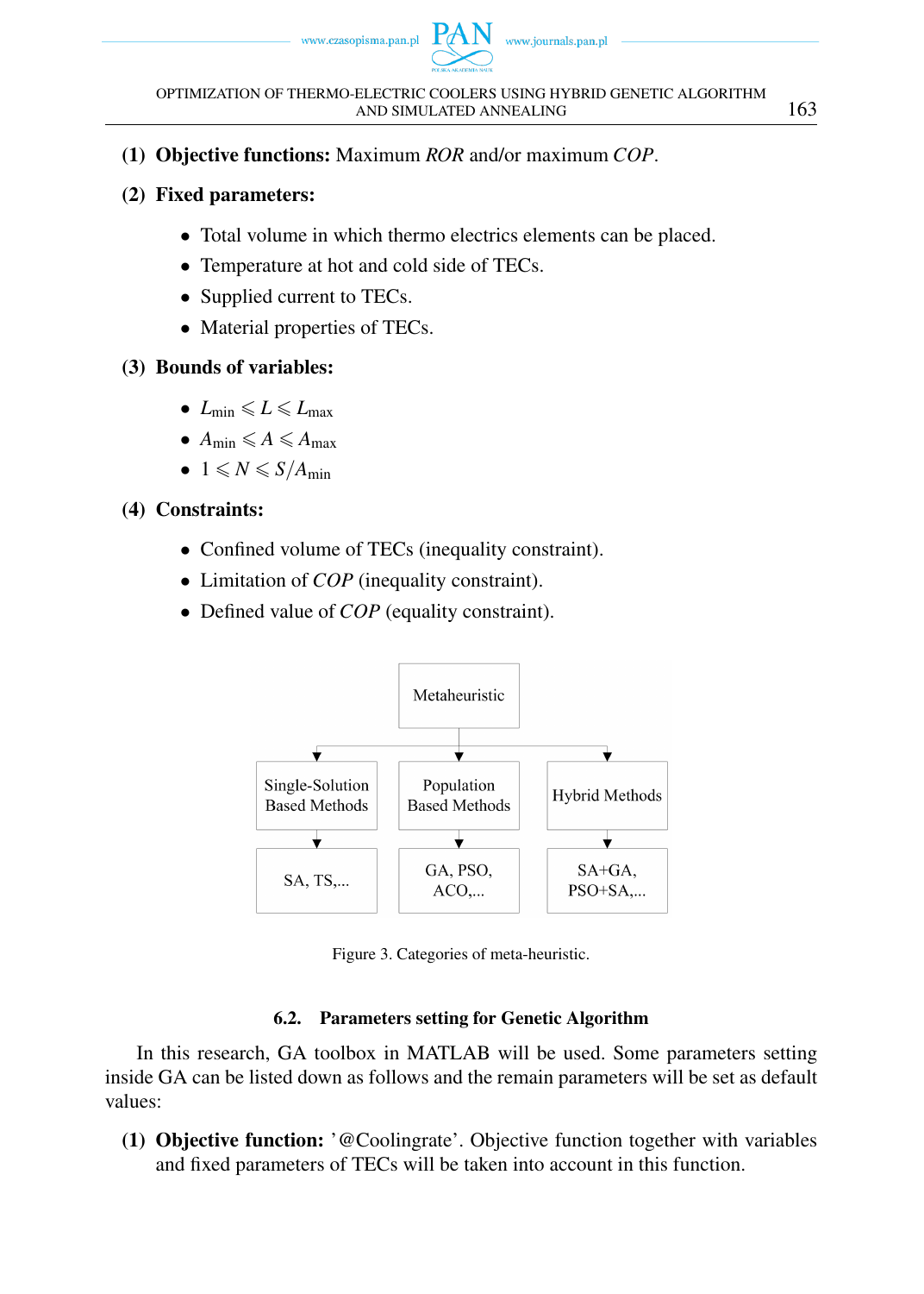**(1) Objective functions:** Maximum *ROR* and/or maximum *COP*.

**(2) Fixed parameters:**

- Total volume in which thermo electrics elements can be placed.
- Temperature at hot and cold side of TECs.
- Supplied current to TECs.
- Material properties of TECs.

**(3) Bounds of variables:**

- $L_{\min} \leqslant L \leqslant L_{\max}$
- $A_{\min} \leqslant A \leqslant A_{\max}$
- $1 \leqslant N \leqslant S/A_{\min}$

**(4) Constraints:**

- Confined volume of TECs (inequality constraint).
- Limitation of *COP* (inequality constraint).
- Defined value of *COP* (equality constraint).

| Metaheuristic | | |
|---|---|---|
| Single-Solution Based Methods | Population Based Methods | Hybrid Methods |
| SA, TS,... | GA, PSO, ACO,... | SA+GA, PSO+SA,... |

Figure 3. Categories of meta-heuristic.

### 6.2. Parameters setting for Genetic Algorithm

In this research, GA toolbox in MATLAB will be used. Some parameters setting inside GA can be listed down as follows and the remain parameters will be set as default values:

**(1) Objective function:** '@Coolingrate'. Objective function together with variables and fixed parameters of TECs will be taken into account in this function.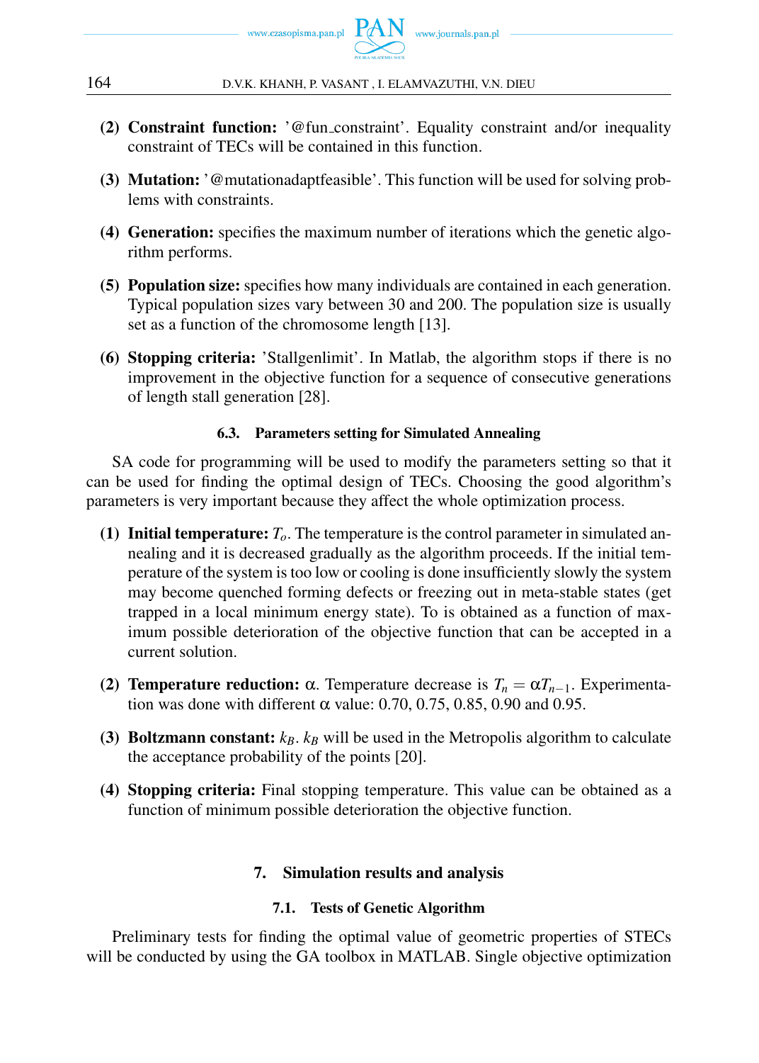**(2) Constraint function:** '@fun_constraint'. Equality constraint and/or inequality constraint of TECs will be contained in this function.

**(3) Mutation:** '@mutationadaptfeasible'. This function will be used for solving problems with constraints.

**(4) Generation:** specifies the maximum number of iterations which the genetic algorithm performs.

**(5) Population size:** specifies how many individuals are contained in each generation. Typical population sizes vary between 30 and 200. The population size is usually set as a function of the chromosome length [13].

**(6) Stopping criteria:** 'Stallgenlimit'. In Matlab, the algorithm stops if there is no improvement in the objective function for a sequence of consecutive generations of length stall generation [28].

### 6.3. Parameters setting for Simulated Annealing

SA code for programming will be used to modify the parameters setting so that it can be used for finding the optimal design of TECs. Choosing the good algorithm's parameters is very important because they affect the whole optimization process.

**(1) Initial temperature:** $T_o$. The temperature is the control parameter in simulated annealing and it is decreased gradually as the algorithm proceeds. If the initial temperature of the system is too low or cooling is done insufficiently slowly the system may become quenched forming defects or freezing out in meta-stable states (get trapped in a local minimum energy state). To is obtained as a function of maximum possible deterioration of the objective function that can be accepted in a current solution.

**(2) Temperature reduction:** $\alpha$. Temperature decrease is $T_n = \alpha T_{n-1}$. Experimentation was done with different $\alpha$ value: 0.70, 0.75, 0.85, 0.90 and 0.95.

**(3) Boltzmann constant:** $k_B$. $k_B$ will be used in the Metropolis algorithm to calculate the acceptance probability of the points [20].

**(4) Stopping criteria:** Final stopping temperature. This value can be obtained as a function of minimum possible deterioration the objective function.

## 7. Simulation results and analysis

### 7.1. Tests of Genetic Algorithm

Preliminary tests for finding the optimal value of geometric properties of STECs will be conducted by using the GA toolbox in MATLAB. Single objective optimization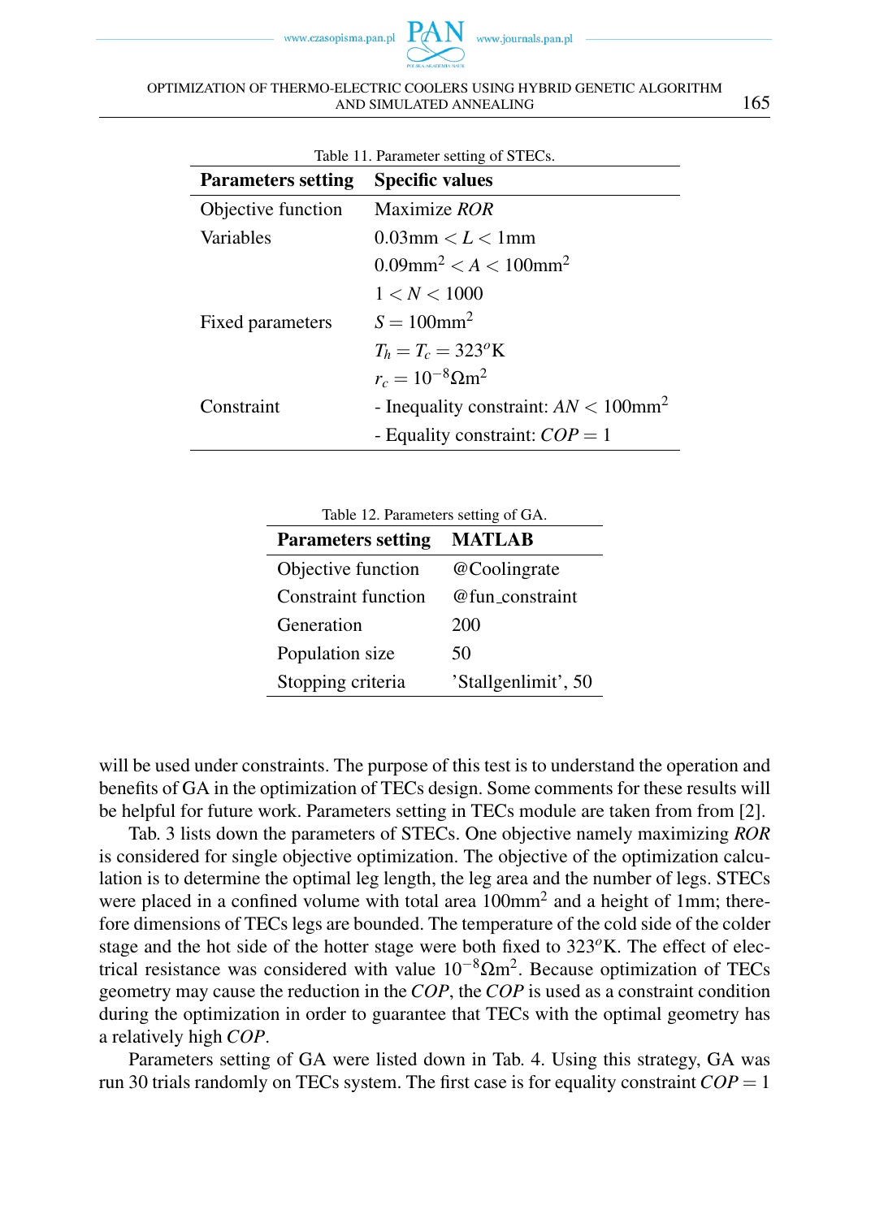Table 11. Parameter setting of STECs.

| Parameters setting | Specific values |
|---|---|
| Objective function | Maximize *ROR* |
| Variables | $0.03\text{mm} < L < 1\text{mm}$ |
| | $0.09\text{mm}^2 < A < 100\text{mm}^2$ |
| | $1 < N < 1000$ |
| Fixed parameters | $S = 100\text{mm}^2$ |
| | $T_h = T_c = 323^o\text{K}$ |
| | $r_c = 10^{-8}\Omega\text{m}^2$ |
| Constraint | - Inequality constraint: $AN < 100\text{mm}^2$ |
| | - Equality constraint: $COP = 1$ |

Table 12. Parameters setting of GA.

| Parameters setting | MATLAB |
|---|---|
| Objective function | @Coolingrate |
| Constraint function | @fun_constraint |
| Generation | 200 |
| Population size | 50 |
| Stopping criteria | 'Stallgenlimit', 50 |

will be used under constraints. The purpose of this test is to understand the operation and benefits of GA in the optimization of TECs design. Some comments for these results will be helpful for future work. Parameters setting in TECs module are taken from from [2].

Tab. 3 lists down the parameters of STECs. One objective namely maximizing *ROR* is considered for single objective optimization. The objective of the optimization calculation is to determine the optimal leg length, the leg area and the number of legs. STECs were placed in a confined volume with total area $100\text{mm}^2$ and a height of 1mm; therefore dimensions of TECs legs are bounded. The temperature of the cold side of the colder stage and the hot side of the hotter stage were both fixed to $323^o\text{K}$. The effect of electrical resistance was considered with value $10^{-8}\Omega\text{m}^2$. Because optimization of TECs geometry may cause the reduction in the *COP*, the *COP* is used as a constraint condition during the optimization in order to guarantee that TECs with the optimal geometry has a relatively high *COP*.

Parameters setting of GA were listed down in Tab. 4. Using this strategy, GA was run 30 trials randomly on TECs system. The first case is for equality constraint $COP = 1$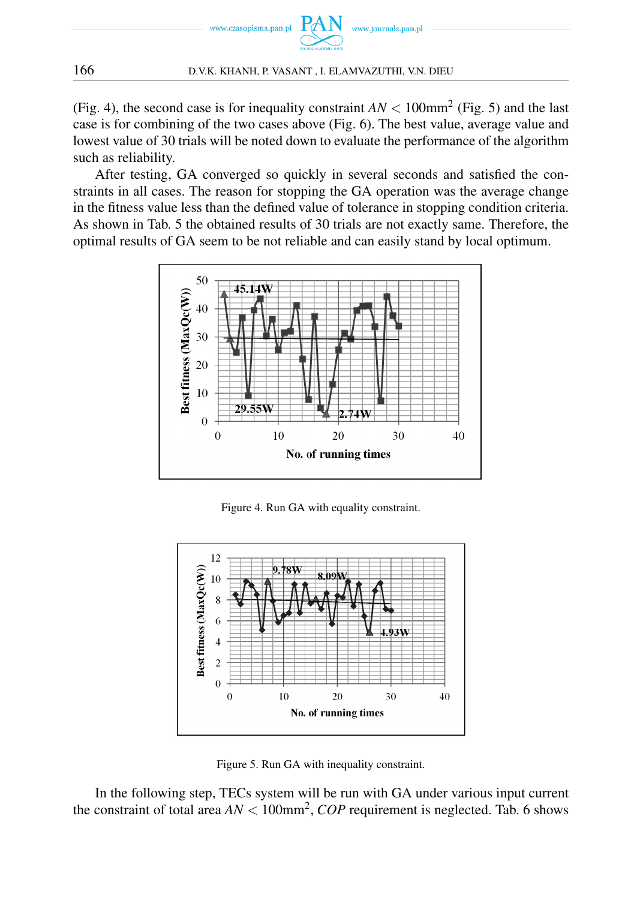(Fig. 4), the second case is for inequality constraint $AN < 100\text{mm}^2$ (Fig. 5) and the last case is for combining of the two cases above (Fig. 6). The best value, average value and lowest value of 30 trials will be noted down to evaluate the performance of the algorithm such as reliability.

After testing, GA converged so quickly in several seconds and satisfied the constraints in all cases. The reason for stopping the GA operation was the average change in the fitness value less than the defined value of tolerance in stopping condition criteria. As shown in Tab. 5 the obtained results of 30 trials are not exactly same. Therefore, the optimal results of GA seem to be not reliable and can easily stand by local optimum.

Figure 4. Run GA with equality constraint.

Figure 5. Run GA with inequality constraint.

In the following step, TECs system will be run with GA under various input current the constraint of total area $AN < 100\text{mm}^2$, $COP$ requirement is neglected. Tab. 6 shows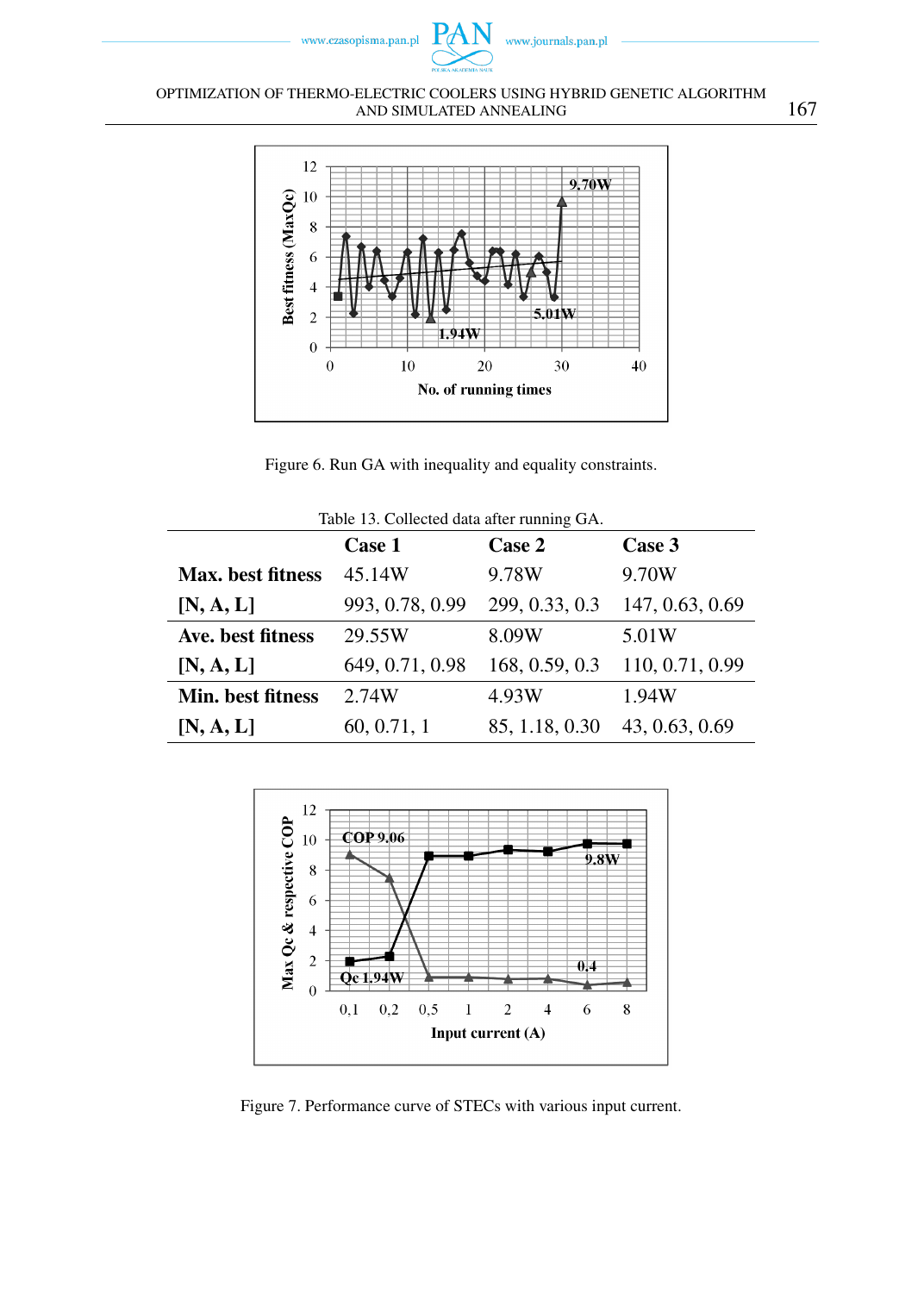Figure 6. Run GA with inequality and equality constraints.

Table 13. Collected data after running GA.

| | **Case 1** | **Case 2** | **Case 3** |
|---|---|---|---|
| **Max. best fitness** | 45.14W | 9.78W | 9.70W |
| **[N, A, L]** | 993, 0.78, 0.99 | 299, 0.33, 0.3 | 147, 0.63, 0.69 |
| **Ave. best fitness** | 29.55W | 8.09W | 5.01W |
| **[N, A, L]** | 649, 0.71, 0.98 | 168, 0.59, 0.3 | 110, 0.71, 0.99 |
| **Min. best fitness** | 2.74W | 4.93W | 1.94W |
| **[N, A, L]** | 60, 0.71, 1 | 85, 1.18, 0.30 | 43, 0.63, 0.69 |

Figure 7. Performance curve of STECs with various input current.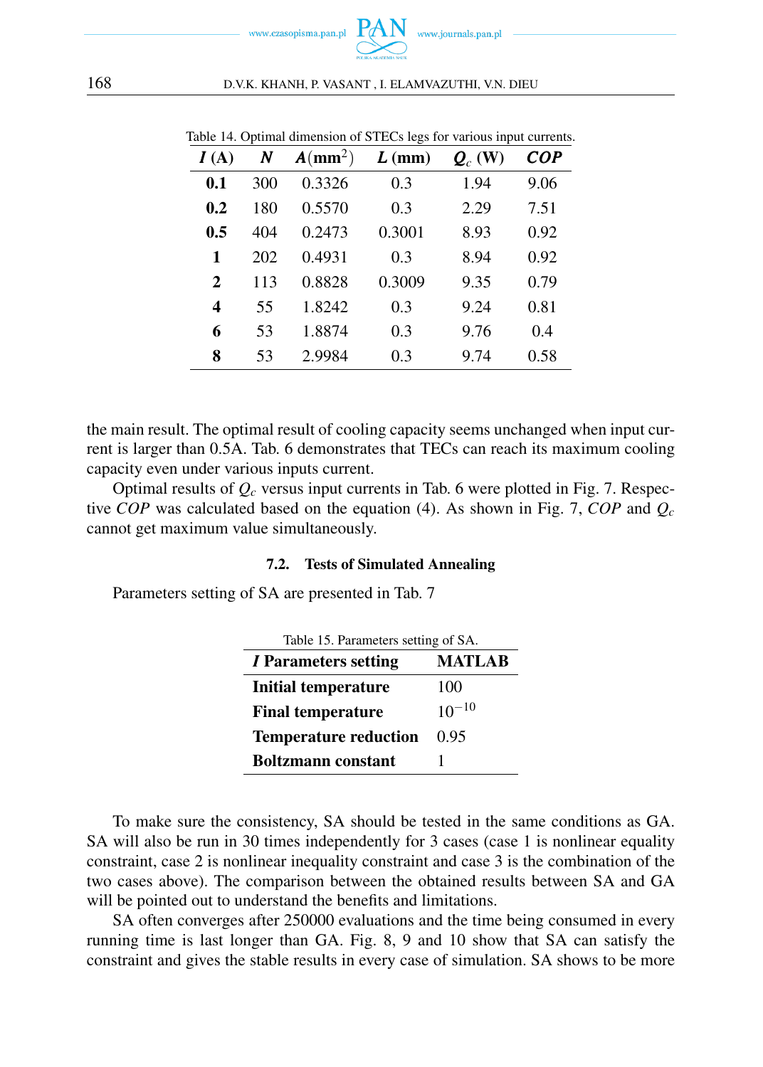Table 14. Optimal dimension of STECs legs for various input currents.

| ***I*** **(A)** | ***N*** | ***A*** **(mm$^2$)** | ***L*** **(mm)** | ***Q$_c$*** **(W)** | ***COP*** |
|---|---|---|---|---|---|
| **0.1** | 300 | 0.3326 | 0.3 | 1.94 | 9.06 |
| **0.2** | 180 | 0.5570 | 0.3 | 2.29 | 7.51 |
| **0.5** | 404 | 0.2473 | 0.3001 | 8.93 | 0.92 |
| **1** | 202 | 0.4931 | 0.3 | 8.94 | 0.92 |
| **2** | 113 | 0.8828 | 0.3009 | 9.35 | 0.79 |
| **4** | 55 | 1.8242 | 0.3 | 9.24 | 0.81 |
| **6** | 53 | 1.8874 | 0.3 | 9.76 | 0.4 |
| **8** | 53 | 2.9984 | 0.3 | 9.74 | 0.58 |

the main result. The optimal result of cooling capacity seems unchanged when input current is larger than 0.5A. Tab. 6 demonstrates that TECs can reach its maximum cooling capacity even under various inputs current.

Optimal results of $Q_c$ versus input currents in Tab. 6 were plotted in Fig. 7. Respective *COP* was calculated based on the equation (4). As shown in Fig. 7, *COP* and $Q_c$ cannot get maximum value simultaneously.

### 7.2. Tests of Simulated Annealing

Parameters setting of SA are presented in Tab. 7

Table 15. Parameters setting of SA.

| ***I*** **Parameters setting** | **MATLAB** |
|---|---|
| **Initial temperature** | 100 |
| **Final temperature** | $10^{-10}$ |
| **Temperature reduction** | 0.95 |
| **Boltzmann constant** | 1 |

To make sure the consistency, SA should be tested in the same conditions as GA. SA will also be run in 30 times independently for 3 cases (case 1 is nonlinear equality constraint, case 2 is nonlinear inequality constraint and case 3 is the combination of the two cases above). The comparison between the obtained results between SA and GA will be pointed out to understand the benefits and limitations.

SA often converges after 250000 evaluations and the time being consumed in every running time is last longer than GA. Fig. 8, 9 and 10 show that SA can satisfy the constraint and gives the stable results in every case of simulation. SA shows to be more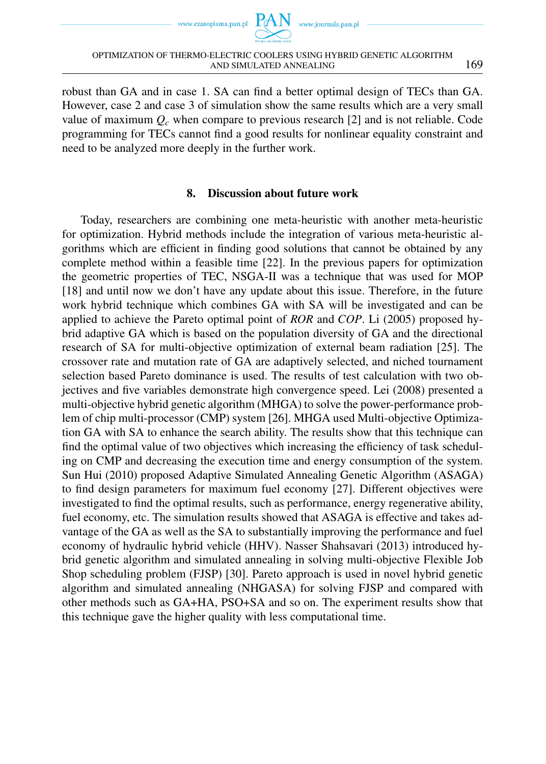robust than GA and in case 1. SA can find a better optimal design of TECs than GA. However, case 2 and case 3 of simulation show the same results which are a very small value of maximum $Q_c$ when compare to previous research [2] and is not reliable. Code programming for TECs cannot find a good results for nonlinear equality constraint and need to be analyzed more deeply in the further work.

## 8. Discussion about future work

Today, researchers are combining one meta-heuristic with another meta-heuristic for optimization. Hybrid methods include the integration of various meta-heuristic algorithms which are efficient in finding good solutions that cannot be obtained by any complete method within a feasible time [22]. In the previous papers for optimization the geometric properties of TEC, NSGA-II was a technique that was used for MOP [18] and until now we don't have any update about this issue. Therefore, in the future work hybrid technique which combines GA with SA will be investigated and can be applied to achieve the Pareto optimal point of *ROR* and *COP*. Li (2005) proposed hybrid adaptive GA which is based on the population diversity of GA and the directional research of SA for multi-objective optimization of external beam radiation [25]. The crossover rate and mutation rate of GA are adaptively selected, and niched tournament selection based Pareto dominance is used. The results of test calculation with two objectives and five variables demonstrate high convergence speed. Lei (2008) presented a multi-objective hybrid genetic algorithm (MHGA) to solve the power-performance problem of chip multi-processor (CMP) system [26]. MHGA used Multi-objective Optimization GA with SA to enhance the search ability. The results show that this technique can find the optimal value of two objectives which increasing the efficiency of task scheduling on CMP and decreasing the execution time and energy consumption of the system. Sun Hui (2010) proposed Adaptive Simulated Annealing Genetic Algorithm (ASAGA) to find design parameters for maximum fuel economy [27]. Different objectives were investigated to find the optimal results, such as performance, energy regenerative ability, fuel economy, etc. The simulation results showed that ASAGA is effective and takes advantage of the GA as well as the SA to substantially improving the performance and fuel economy of hydraulic hybrid vehicle (HHV). Nasser Shahsavari (2013) introduced hybrid genetic algorithm and simulated annealing in solving multi-objective Flexible Job Shop scheduling problem (FJSP) [30]. Pareto approach is used in novel hybrid genetic algorithm and simulated annealing (NHGASA) for solving FJSP and compared with other methods such as GA+HA, PSO+SA and so on. The experiment results show that this technique gave the higher quality with less computational time.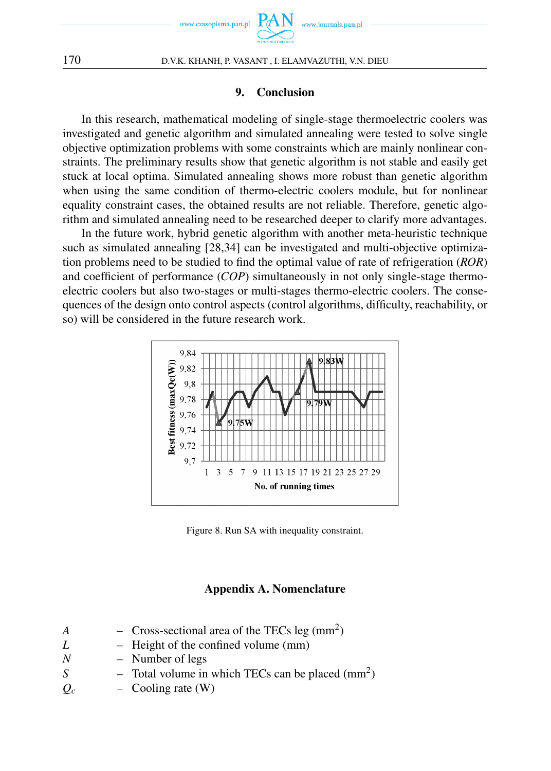## 9. Conclusion

In this research, mathematical modeling of single-stage thermoelectric coolers was investigated and genetic algorithm and simulated annealing were tested to solve single objective optimization problems with some constraints which are mainly nonlinear constraints. The preliminary results show that genetic algorithm is not stable and easily get stuck at local optima. Simulated annealing shows more robust than genetic algorithm when using the same condition of thermo-electric coolers module, but for nonlinear equality constraint cases, the obtained results are not reliable. Therefore, genetic algorithm and simulated annealing need to be researched deeper to clarify more advantages.

In the future work, hybrid genetic algorithm with another meta-heuristic technique such as simulated annealing [28,34] can be investigated and multi-objective optimization problems need to be studied to find the optimal value of rate of refrigeration (*ROR*) and coefficient of performance (*COP*) simultaneously in not only single-stage thermo-electric coolers but also two-stages or multi-stages thermo-electric coolers. The consequences of the design onto control aspects (control algorithms, difficulty, reachability, or so) will be considered in the future research work.

Figure 8. Run SA with inequality constraint.

## Appendix A. Nomenclature

| | | |
|---|---|---|
| $A$ | – | Cross-sectional area of the TECs leg ($mm^2$) |
| $L$ | – | Height of the confined volume (mm) |
| $N$ | – | Number of legs |
| $S$ | – | Total volume in which TECs can be placed ($mm^2$) |
| $Q_c$ | – | Cooling rate (W) |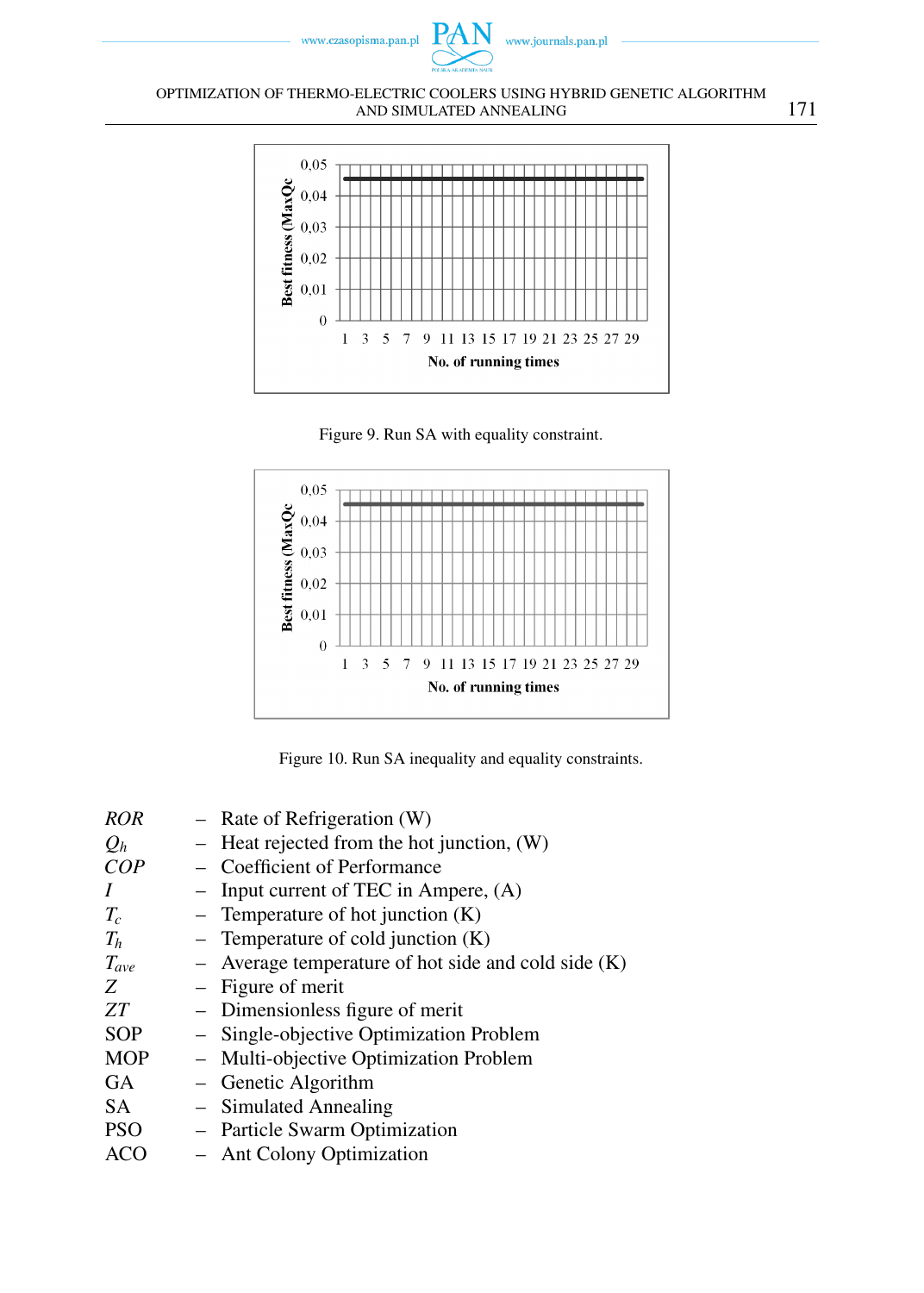Figure 9. Run SA with equality constraint.

Figure 10. Run SA inequality and equality constraints.

| | | |
|---|---|---|
| *ROR* | – | Rate of Refrigeration (W) |
| $Q_h$ | – | Heat rejected from the hot junction, (W) |
| *COP* | – | Coefficient of Performance |
| *I* | – | Input current of TEC in Ampere, (A) |
| $T_c$ | – | Temperature of hot junction (K) |
| $T_h$ | – | Temperature of cold junction (K) |
| $T_{ave}$ | – | Average temperature of hot side and cold side (K) |
| *Z* | – | Figure of merit |
| *ZT* | – | Dimensionless figure of merit |
| SOP | – | Single-objective Optimization Problem |
| MOP | – | Multi-objective Optimization Problem |
| GA | – | Genetic Algorithm |
| SA | – | Simulated Annealing |
| PSO | – | Particle Swarm Optimization |
| ACO | – | Ant Colony Optimization |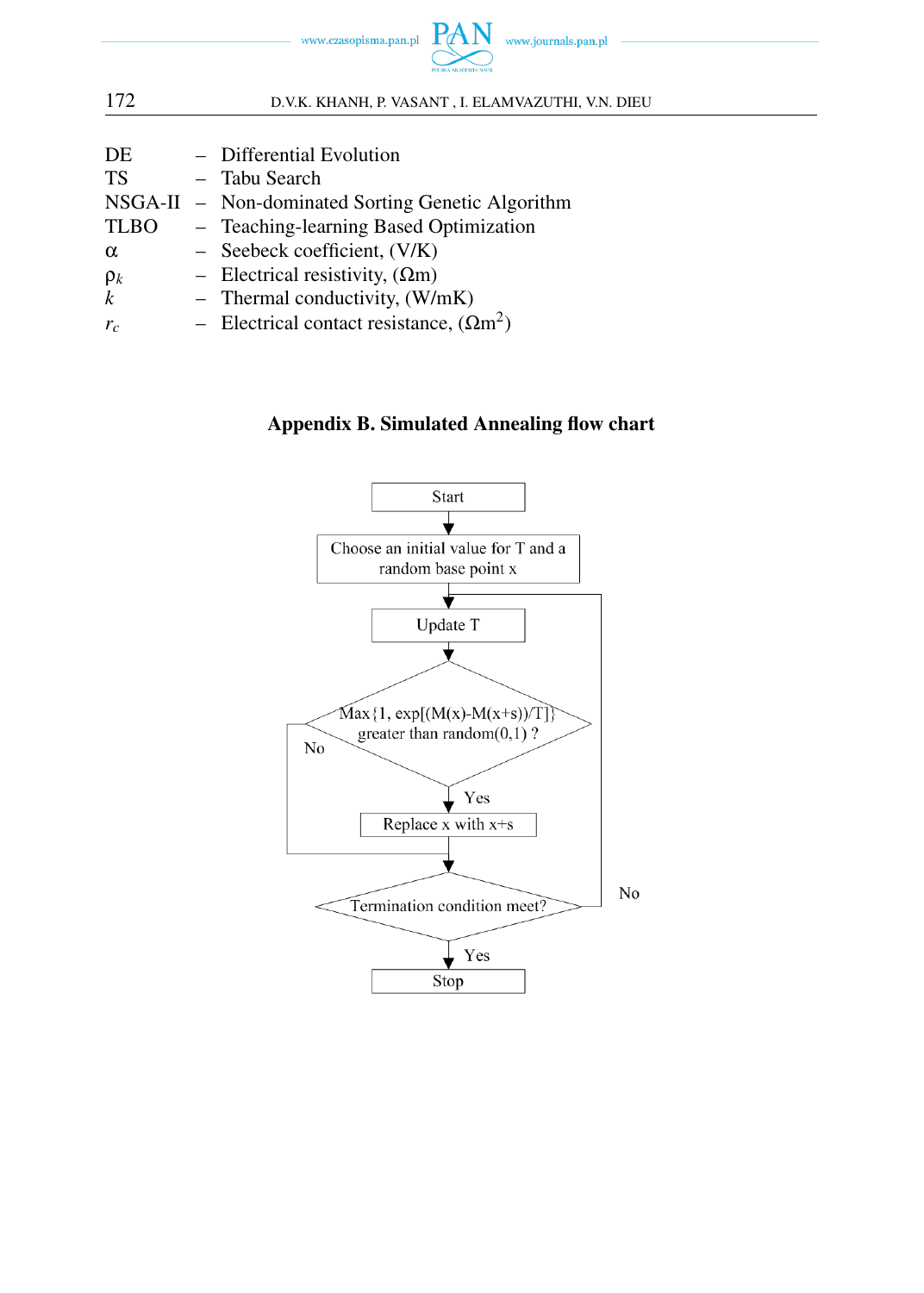DE – Differential Evolution
TS – Tabu Search
NSGA-II – Non-dominated Sorting Genetic Algorithm
TLBO – Teaching-learning Based Optimization
$\alpha$ – Seebeck coefficient, (V/K)
$\rho_k$ – Electrical resistivity, ($\Omega$m)
$k$ – Thermal conductivity, (W/mK)
$r_c$ – Electrical contact resistance, ($\Omega$m$^2$)

## Appendix B. Simulated Annealing flow chart

Start

Choose an initial value for T and a random base point x

Update T

Max{1, exp[(M(x)-M(x+s))/T]} greater than random(0,1) ?

Yes → Replace x with x+s

No

Termination condition meet?

No

Yes → Stop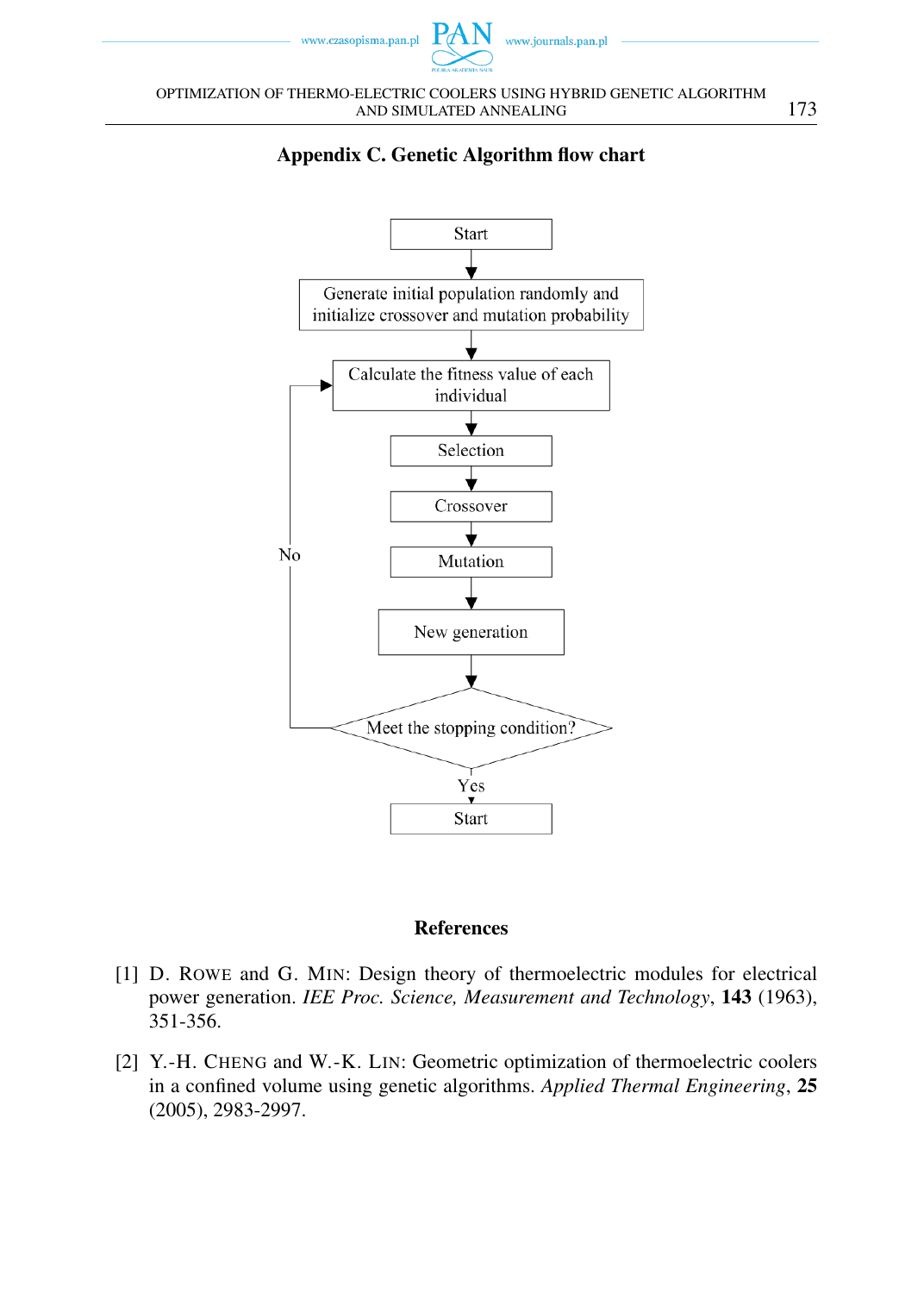## Appendix C. Genetic Algorithm flow chart

```
Start
  ↓
Generate initial population randomly and
initialize crossover and mutation probability
  ↓
Calculate the fitness value of each individual  ←──┐
  ↓                                                │
Selection                                          │
  ↓                                                │
Crossover                                          │ No
  ↓                                                │
Mutation                                           │
  ↓                                                │
New generation                                     │
  ↓                                                │
Meet the stopping condition? ──────────────────────┘
  ↓ Yes
Start
```

## References

[1] D. Rowe and G. Min: Design theory of thermoelectric modules for electrical power generation. *IEE Proc. Science, Measurement and Technology*, **143** (1963), 351-356.

[2] Y.-H. Cheng and W.-K. Lin: Geometric optimization of thermoelectric coolers in a confined volume using genetic algorithms. *Applied Thermal Engineering*, **25** (2005), 2983-2997.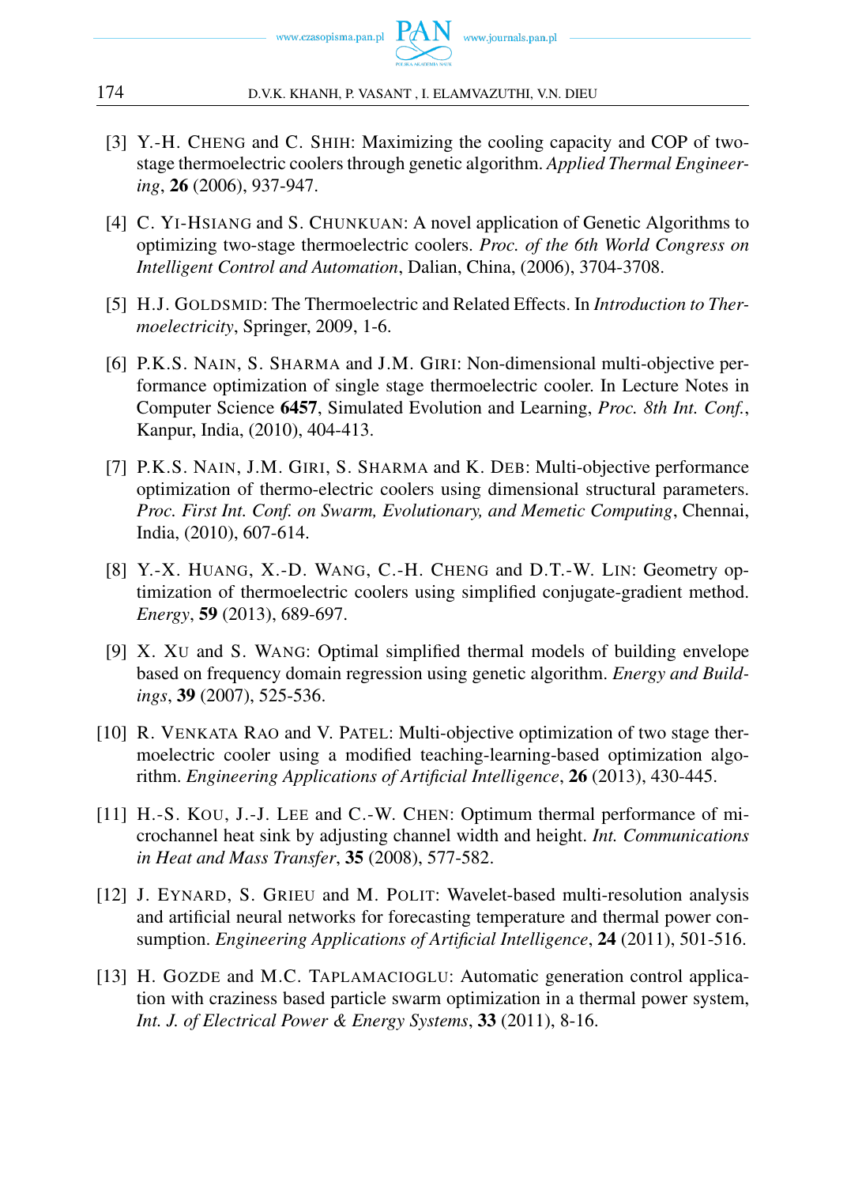[3] Y.-H. CHENG and C. SHIH: Maximizing the cooling capacity and COP of two-stage thermoelectric coolers through genetic algorithm. *Applied Thermal Engineering*, **26** (2006), 937-947.

[4] C. YI-HSIANG and S. CHUNKUAN: A novel application of Genetic Algorithms to optimizing two-stage thermoelectric coolers. *Proc. of the 6th World Congress on Intelligent Control and Automation*, Dalian, China, (2006), 3704-3708.

[5] H.J. GOLDSMID: The Thermoelectric and Related Effects. In *Introduction to Thermoelectricity*, Springer, 2009, 1-6.

[6] P.K.S. NAIN, S. SHARMA and J.M. GIRI: Non-dimensional multi-objective performance optimization of single stage thermoelectric cooler. In Lecture Notes in Computer Science **6457**, Simulated Evolution and Learning, *Proc. 8th Int. Conf.*, Kanpur, India, (2010), 404-413.

[7] P.K.S. NAIN, J.M. GIRI, S. SHARMA and K. DEB: Multi-objective performance optimization of thermo-electric coolers using dimensional structural parameters. *Proc. First Int. Conf. on Swarm, Evolutionary, and Memetic Computing*, Chennai, India, (2010), 607-614.

[8] Y.-X. HUANG, X.-D. WANG, C.-H. CHENG and D.T.-W. LIN: Geometry optimization of thermoelectric coolers using simplified conjugate-gradient method. *Energy*, **59** (2013), 689-697.

[9] X. XU and S. WANG: Optimal simplified thermal models of building envelope based on frequency domain regression using genetic algorithm. *Energy and Buildings*, **39** (2007), 525-536.

[10] R. VENKATA RAO and V. PATEL: Multi-objective optimization of two stage thermoelectric cooler using a modified teaching-learning-based optimization algorithm. *Engineering Applications of Artificial Intelligence*, **26** (2013), 430-445.

[11] H.-S. KOU, J.-J. LEE and C.-W. CHEN: Optimum thermal performance of microchannel heat sink by adjusting channel width and height. *Int. Communications in Heat and Mass Transfer*, **35** (2008), 577-582.

[12] J. EYNARD, S. GRIEU and M. POLIT: Wavelet-based multi-resolution analysis and artificial neural networks for forecasting temperature and thermal power consumption. *Engineering Applications of Artificial Intelligence*, **24** (2011), 501-516.

[13] H. GOZDE and M.C. TAPLAMACIOGLU: Automatic generation control application with craziness based particle swarm optimization in a thermal power system, *Int. J. of Electrical Power & Energy Systems*, **33** (2011), 8-16.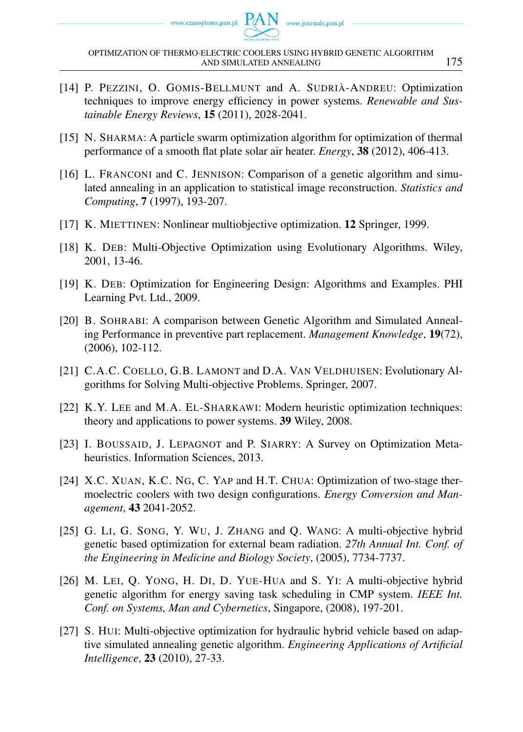[14] P. Pezzini, O. Gomis-Bellmunt and A. Sudrià-Andreu: Optimization techniques to improve energy efficiency in power systems. *Renewable and Sustainable Energy Reviews*, **15** (2011), 2028-2041.

[15] N. Sharma: A particle swarm optimization algorithm for optimization of thermal performance of a smooth flat plate solar air heater. *Energy*, **38** (2012), 406-413.

[16] L. Franconi and C. Jennison: Comparison of a genetic algorithm and simulated annealing in an application to statistical image reconstruction. *Statistics and Computing*, **7** (1997), 193-207.

[17] K. Miettinen: Nonlinear multiobjective optimization. **12** Springer, 1999.

[18] K. Deb: Multi-Objective Optimization using Evolutionary Algorithms. Wiley, 2001, 13-46.

[19] K. Deb: Optimization for Engineering Design: Algorithms and Examples. PHI Learning Pvt. Ltd., 2009.

[20] B. Sohrabi: A comparison between Genetic Algorithm and Simulated Annealing Performance in preventive part replacement. *Management Knowledge*, **19**(72), (2006), 102-112.

[21] C.A.C. Coello, G.B. Lamont and D.A. Van Veldhuisen: Evolutionary Algorithms for Solving Multi-objective Problems. Springer, 2007.

[22] K.Y. Lee and M.A. El-Sharkawi: Modern heuristic optimization techniques: theory and applications to power systems. **39** Wiley, 2008.

[23] I. Boussaid, J. Lepagnot and P. Siarry: A Survey on Optimization Metaheuristics. Information Sciences, 2013.

[24] X.C. Xuan, K.C. Ng, C. Yap and H.T. Chua: Optimization of two-stage thermoelectric coolers with two design configurations. *Energy Conversion and Management*, **43** 2041-2052.

[25] G. Li, G. Song, Y. Wu, J. Zhang and Q. Wang: A multi-objective hybrid genetic based optimization for external beam radiation. *27th Annual Int. Conf. of the Engineering in Medicine and Biology Society*, (2005), 7734-7737.

[26] M. Lei, Q. Yong, H. Di, D. Yue-Hua and S. Yi: A multi-objective hybrid genetic algorithm for energy saving task scheduling in CMP system. *IEEE Int. Conf. on Systems, Man and Cybernetics*, Singapore, (2008), 197-201.

[27] S. Hui: Multi-objective optimization for hydraulic hybrid vehicle based on adaptive simulated annealing genetic algorithm. *Engineering Applications of Artificial Intelligence*, **23** (2010), 27-33.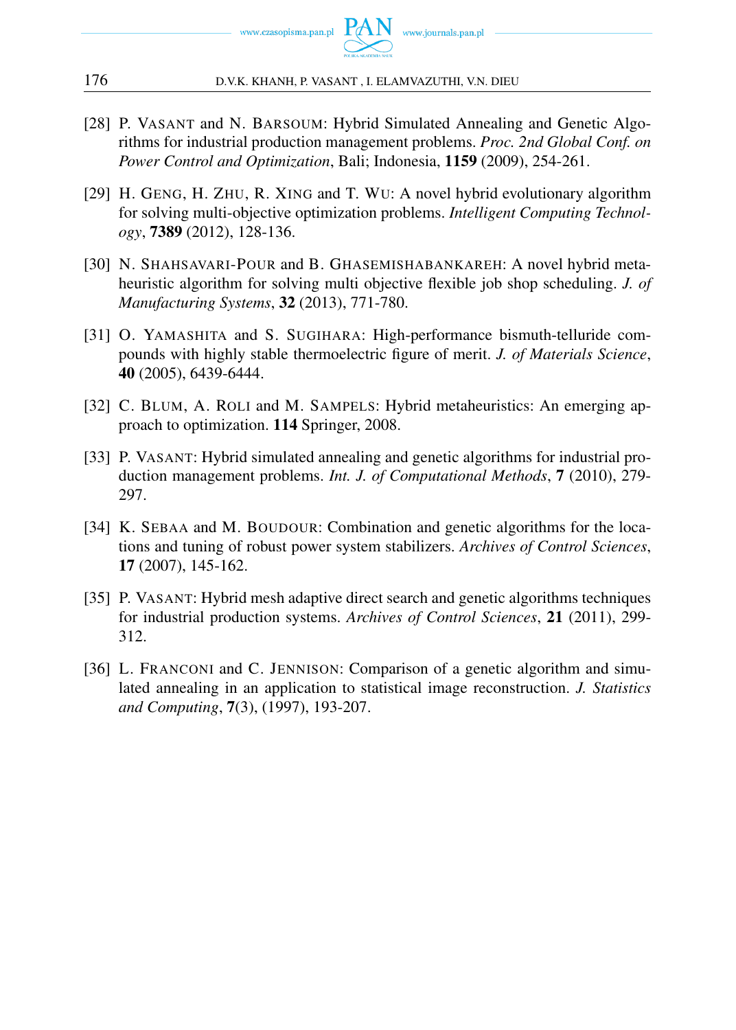[28] P. Vasant and N. Barsoum: Hybrid Simulated Annealing and Genetic Algorithms for industrial production management problems. *Proc. 2nd Global Conf. on Power Control and Optimization*, Bali; Indonesia, **1159** (2009), 254-261.

[29] H. Geng, H. Zhu, R. Xing and T. Wu: A novel hybrid evolutionary algorithm for solving multi-objective optimization problems. *Intelligent Computing Technology*, **7389** (2012), 128-136.

[30] N. Shahsavari-Pour and B. Ghasemishabankareh: A novel hybrid metaheuristic algorithm for solving multi objective flexible job shop scheduling. *J. of Manufacturing Systems*, **32** (2013), 771-780.

[31] O. Yamashita and S. Sugihara: High-performance bismuth-telluride compounds with highly stable thermoelectric figure of merit. *J. of Materials Science*, **40** (2005), 6439-6444.

[32] C. Blum, A. Roli and M. Sampels: Hybrid metaheuristics: An emerging approach to optimization. **114** Springer, 2008.

[33] P. Vasant: Hybrid simulated annealing and genetic algorithms for industrial production management problems. *Int. J. of Computational Methods*, **7** (2010), 279-297.

[34] K. Sebaa and M. Boudour: Combination and genetic algorithms for the locations and tuning of robust power system stabilizers. *Archives of Control Sciences*, **17** (2007), 145-162.

[35] P. Vasant: Hybrid mesh adaptive direct search and genetic algorithms techniques for industrial production systems. *Archives of Control Sciences*, **21** (2011), 299-312.

[36] L. Franconi and C. Jennison: Comparison of a genetic algorithm and simulated annealing in an application to statistical image reconstruction. *J. Statistics and Computing*, **7**(3), (1997), 193-207.